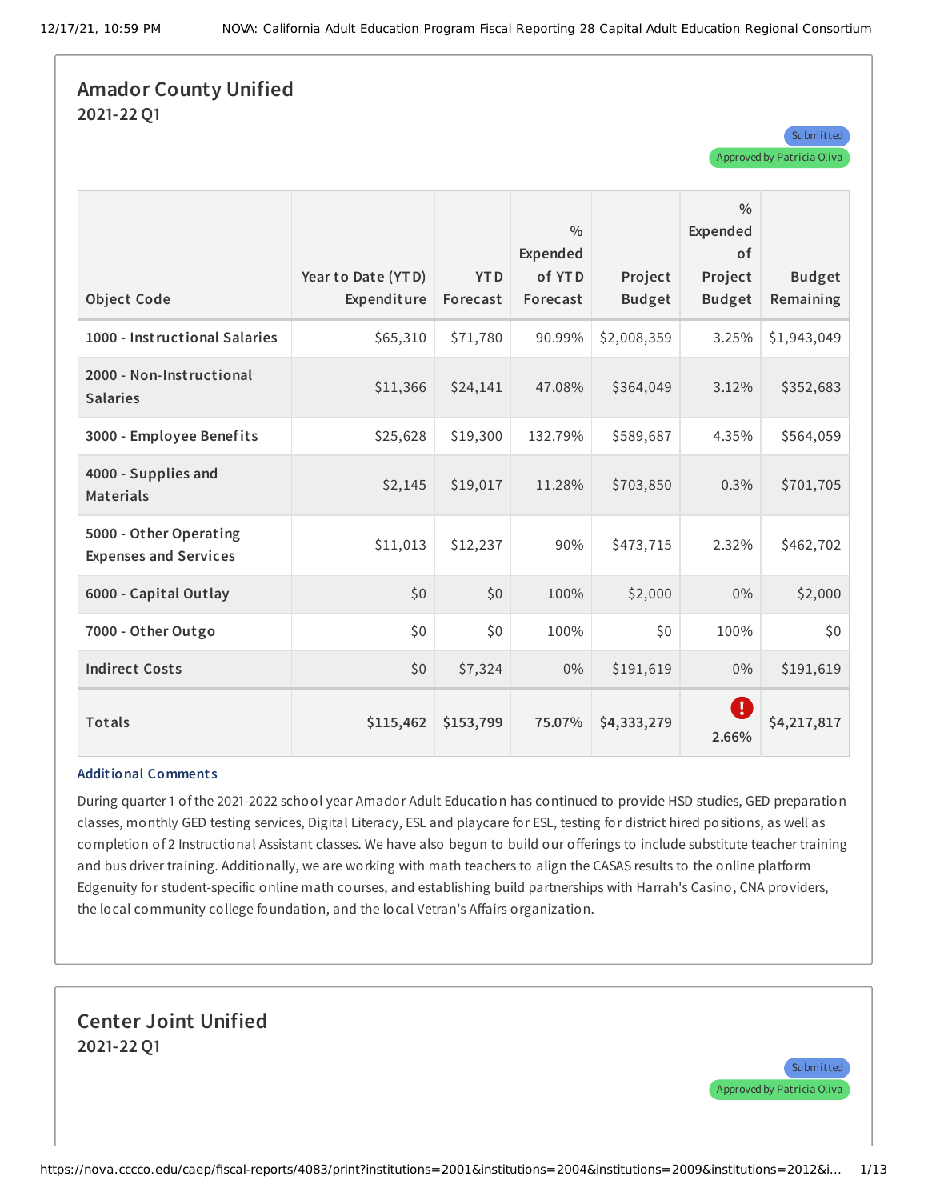## Amador County Unified

### 2021-22 Q1

Submitted

Approved by Patricia Oliva

| Object Code | Year to Date (YTD) Expenditure | YTD Forecast | % Expended of YTD Forecast | Project Budget | % Expended of Project Budget | Budget Remaining |
|---|---|---|---|---|---|---|
| 1000 - Instructional Salaries | $65,310 | $71,780 | 90.99% | $2,008,359 | 3.25% | $1,943,049 |
| 2000 - Non-Instructional Salaries | $11,366 | $24,141 | 47.08% | $364,049 | 3.12% | $352,683 |
| 3000 - Employee Benefits | $25,628 | $19,300 | 132.79% | $589,687 | 4.35% | $564,059 |
| 4000 - Supplies and Materials | $2,145 | $19,017 | 11.28% | $703,850 | 0.3% | $701,705 |
| 5000 - Other Operating Expenses and Services | $11,013 | $12,237 | 90% | $473,715 | 2.32% | $462,702 |
| 6000 - Capital Outlay | $0 | $0 | 100% | $2,000 | 0% | $2,000 |
| 7000 - Other Outgo | $0 | $0 | 100% | $0 | 100% | $0 |
| Indirect Costs | $0 | $7,324 | 0% | $191,619 | 0% | $191,619 |
| **Totals** | **$115,462** | **$153,799** | **75.07%** | **$4,333,279** | **2.66%** | **$4,217,817** |

**Additional Comments**

During quarter 1 of the 2021-2022 school year Amador Adult Education has continued to provide HSD studies, GED preparation classes, monthly GED testing services, Digital Literacy, ESL and playcare for ESL, testing for district hired positions, as well as completion of 2 Instructional Assistant classes. We have also begun to build our offerings to include substitute teacher training and bus driver training. Additionally, we are working with math teachers to align the CASAS results to the online platform Edgenuity for student-specific online math courses, and establishing build partnerships with Harrah's Casino, CNA providers, the local community college foundation, and the local Vetran's Affairs organization.

## Center Joint Unified

### 2021-22 Q1

Submitted

Approved by Patricia Oliva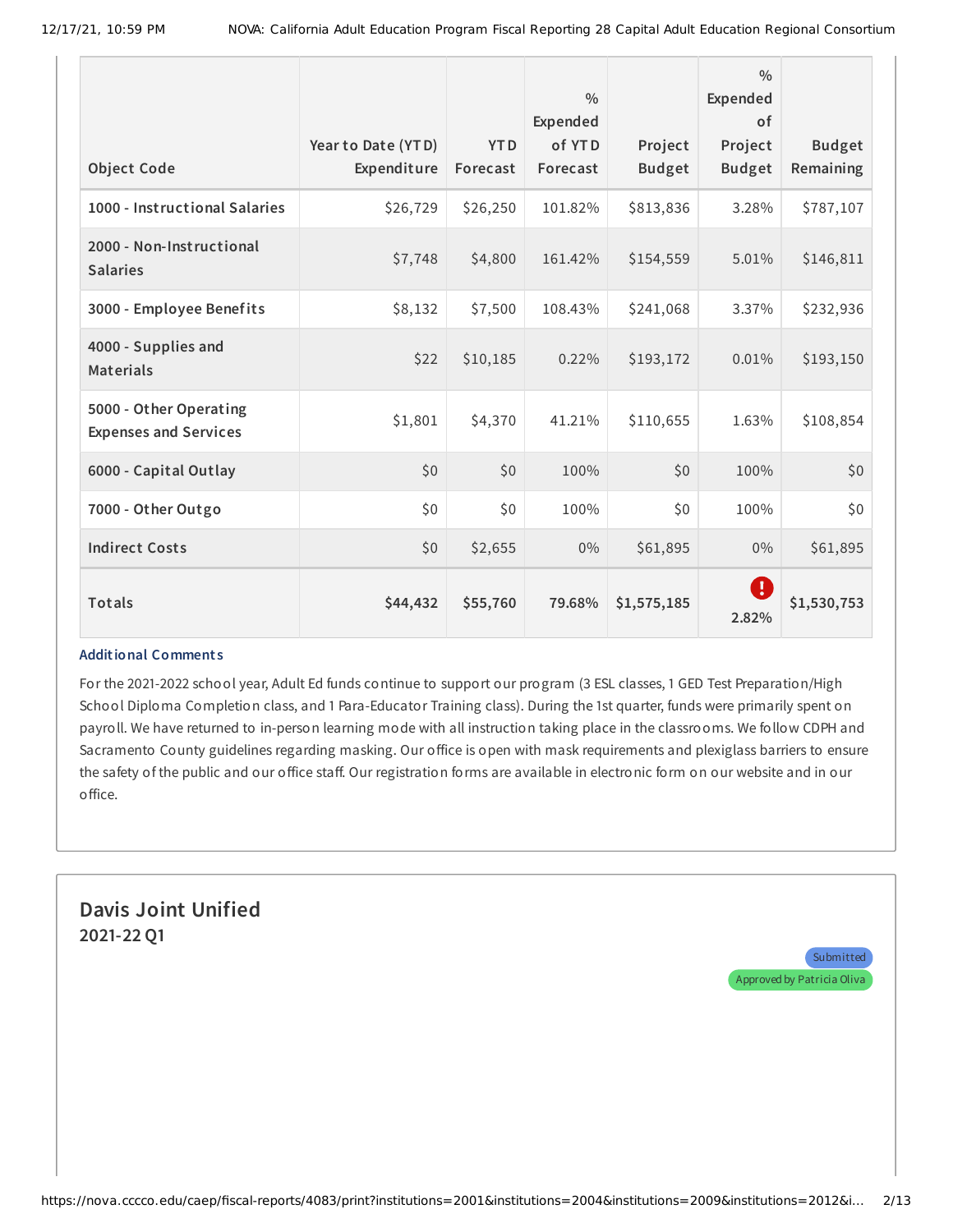| Object Code | Year to Date (YTD) Expenditure | YTD Forecast | % Expended of YTD Forecast | Project Budget | % Expended of Project Budget | Budget Remaining |
|---|---|---|---|---|---|---|
| 1000 - Instructional Salaries | $26,729 | $26,250 | 101.82% | $813,836 | 3.28% | $787,107 |
| 2000 - Non-Instructional Salaries | $7,748 | $4,800 | 161.42% | $154,559 | 5.01% | $146,811 |
| 3000 - Employee Benefits | $8,132 | $7,500 | 108.43% | $241,068 | 3.37% | $232,936 |
| 4000 - Supplies and Materials | $22 | $10,185 | 0.22% | $193,172 | 0.01% | $193,150 |
| 5000 - Other Operating Expenses and Services | $1,801 | $4,370 | 41.21% | $110,655 | 1.63% | $108,854 |
| 6000 - Capital Outlay | $0 | $0 | 100% | $0 | 100% | $0 |
| 7000 - Other Outgo | $0 | $0 | 100% | $0 | 100% | $0 |
| Indirect Costs | $0 | $2,655 | 0% | $61,895 | 0% | $61,895 |
| **Totals** | **$44,432** | **$55,760** | **79.68%** | **$1,575,185** | **2.82%** | **$1,530,753** |

**Additional Comments**

For the 2021-2022 school year, Adult Ed funds continue to support our program (3 ESL classes, 1 GED Test Preparation/High School Diploma Completion class, and 1 Para-Educator Training class). During the 1st quarter, funds were primarily spent on payroll. We have returned to in-person learning mode with all instruction taking place in the classrooms. We follow CDPH and Sacramento County guidelines regarding masking. Our office is open with mask requirements and plexiglass barriers to ensure the safety of the public and our office staff. Our registration forms are available in electronic form on our website and in our office.

## Davis Joint Unified

### 2021-22 Q1

Submitted

Approved by Patricia Oliva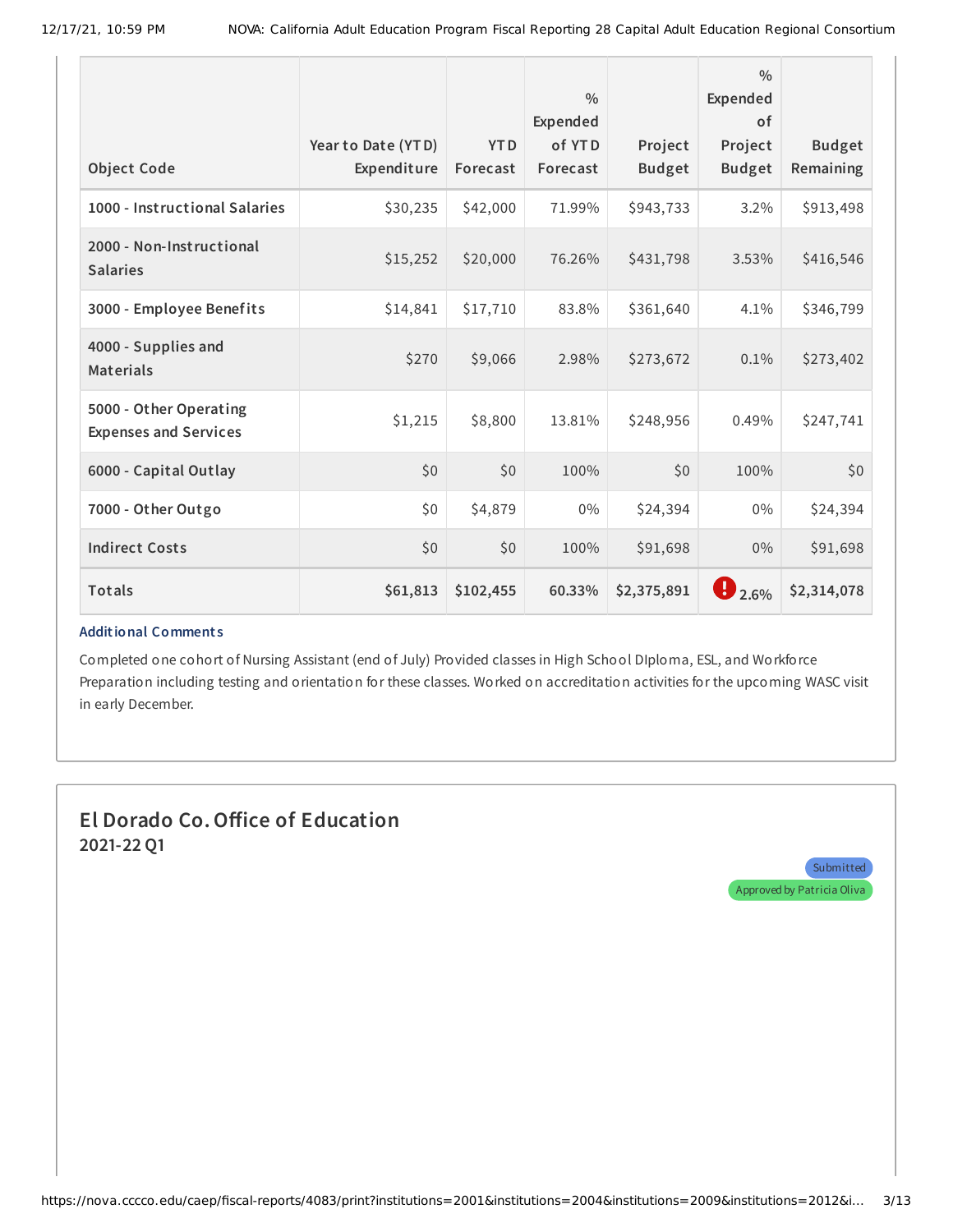| Object Code | Year to Date (YTD) Expenditure | YTD Forecast | % Expended of YTD Forecast | Project Budget | % Expended of Project Budget | Budget Remaining |
|---|---|---|---|---|---|---|
| 1000 - Instructional Salaries | $30,235 | $42,000 | 71.99% | $943,733 | 3.2% | $913,498 |
| 2000 - Non-Instructional Salaries | $15,252 | $20,000 | 76.26% | $431,798 | 3.53% | $416,546 |
| 3000 - Employee Benefits | $14,841 | $17,710 | 83.8% | $361,640 | 4.1% | $346,799 |
| 4000 - Supplies and Materials | $270 | $9,066 | 2.98% | $273,672 | 0.1% | $273,402 |
| 5000 - Other Operating Expenses and Services | $1,215 | $8,800 | 13.81% | $248,956 | 0.49% | $247,741 |
| 6000 - Capital Outlay | $0 | $0 | 100% | $0 | 100% | $0 |
| 7000 - Other Outgo | $0 | $4,879 | 0% | $24,394 | 0% | $24,394 |
| Indirect Costs | $0 | $0 | 100% | $91,698 | 0% | $91,698 |
| **Totals** | **$61,813** | **$102,455** | **60.33%** | **$2,375,891** | **2.6%** | **$2,314,078** |

**Additional Comments**

Completed one cohort of Nursing Assistant (end of July) Provided classes in High School DIploma, ESL, and Workforce Preparation including testing and orientation for these classes. Worked on accreditation activities for the upcoming WASC visit in early December.

## El Dorado Co. Office of Education

**2021-22 Q1**

Submitted

Approved by Patricia Oliva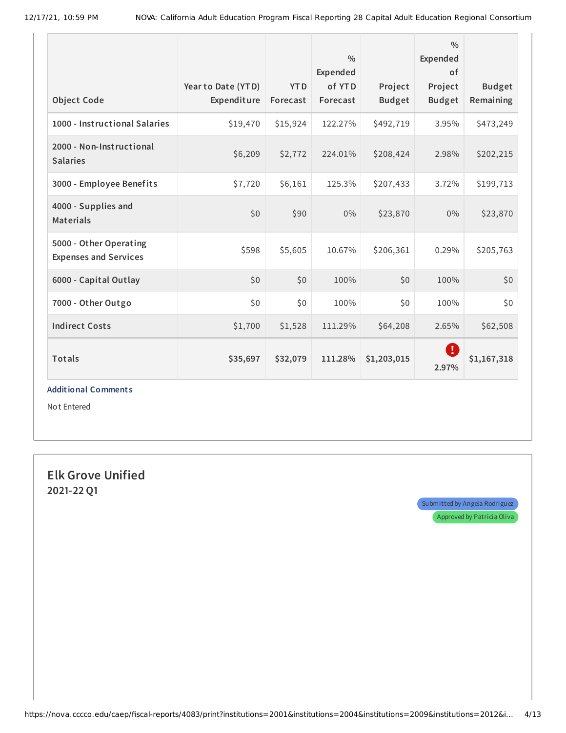| Object Code | Year to Date (YTD) Expenditure | YTD Forecast | % Expended of YTD Forecast | Project Budget | % Expended of Project Budget | Budget Remaining |
|---|---|---|---|---|---|---|
| 1000 - Instructional Salaries | $19,470 | $15,924 | 122.27% | $492,719 | 3.95% | $473,249 |
| 2000 - Non-Instructional Salaries | $6,209 | $2,772 | 224.01% | $208,424 | 2.98% | $202,215 |
| 3000 - Employee Benefits | $7,720 | $6,161 | 125.3% | $207,433 | 3.72% | $199,713 |
| 4000 - Supplies and Materials | $0 | $90 | 0% | $23,870 | 0% | $23,870 |
| 5000 - Other Operating Expenses and Services | $598 | $5,605 | 10.67% | $206,361 | 0.29% | $205,763 |
| 6000 - Capital Outlay | $0 | $0 | 100% | $0 | 100% | $0 |
| 7000 - Other Outgo | $0 | $0 | 100% | $0 | 100% | $0 |
| Indirect Costs | $1,700 | $1,528 | 111.29% | $64,208 | 2.65% | $62,508 |
| **Totals** | **$35,697** | **$32,079** | **111.28%** | **$1,203,015** | **2.97%** | **$1,167,318** |

**Additional Comments**

Not Entered

## Elk Grove Unified

**2021-22 Q1**

Submitted by Angela Rodriguez

Approved by Patricia Oliva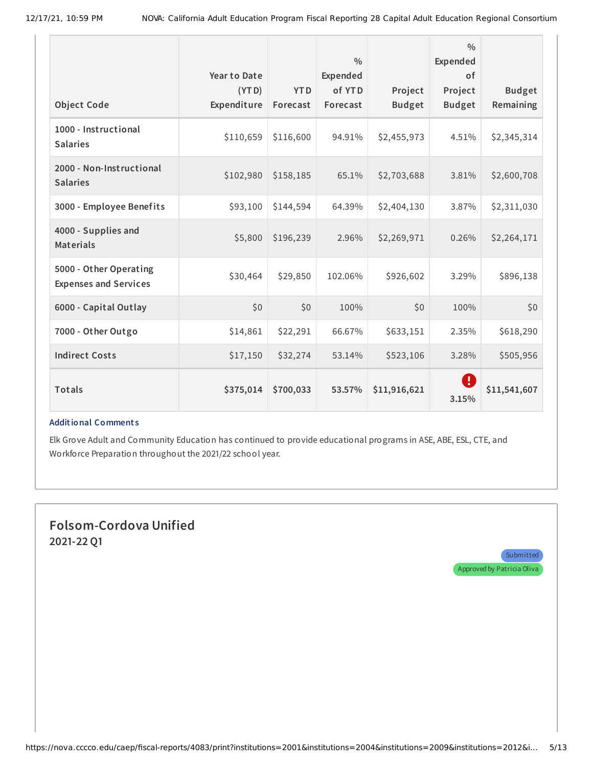| Object Code | Year to Date (YTD) Expenditure | YTD Forecast | % Expended of YTD Forecast | Project Budget | % Expended of Project Budget | Budget Remaining |
|---|---|---|---|---|---|---|
| 1000 - Instructional Salaries | $110,659 | $116,600 | 94.91% | $2,455,973 | 4.51% | $2,345,314 |
| 2000 - Non-Instructional Salaries | $102,980 | $158,185 | 65.1% | $2,703,688 | 3.81% | $2,600,708 |
| 3000 - Employee Benefits | $93,100 | $144,594 | 64.39% | $2,404,130 | 3.87% | $2,311,030 |
| 4000 - Supplies and Materials | $5,800 | $196,239 | 2.96% | $2,269,971 | 0.26% | $2,264,171 |
| 5000 - Other Operating Expenses and Services | $30,464 | $29,850 | 102.06% | $926,602 | 3.29% | $896,138 |
| 6000 - Capital Outlay | $0 | $0 | 100% | $0 | 100% | $0 |
| 7000 - Other Outgo | $14,861 | $22,291 | 66.67% | $633,151 | 2.35% | $618,290 |
| Indirect Costs | $17,150 | $32,274 | 53.14% | $523,106 | 3.28% | $505,956 |
| **Totals** | **$375,014** | **$700,033** | **53.57%** | **$11,916,621** | **3.15%** | **$11,541,607** |

**Additional Comments**

Elk Grove Adult and Community Education has continued to provide educational programs in ASE, ABE, ESL, CTE, and Workforce Preparation throughout the 2021/22 school year.

## Folsom-Cordova Unified

### 2021-22 Q1

Submitted

Approved by Patricia Oliva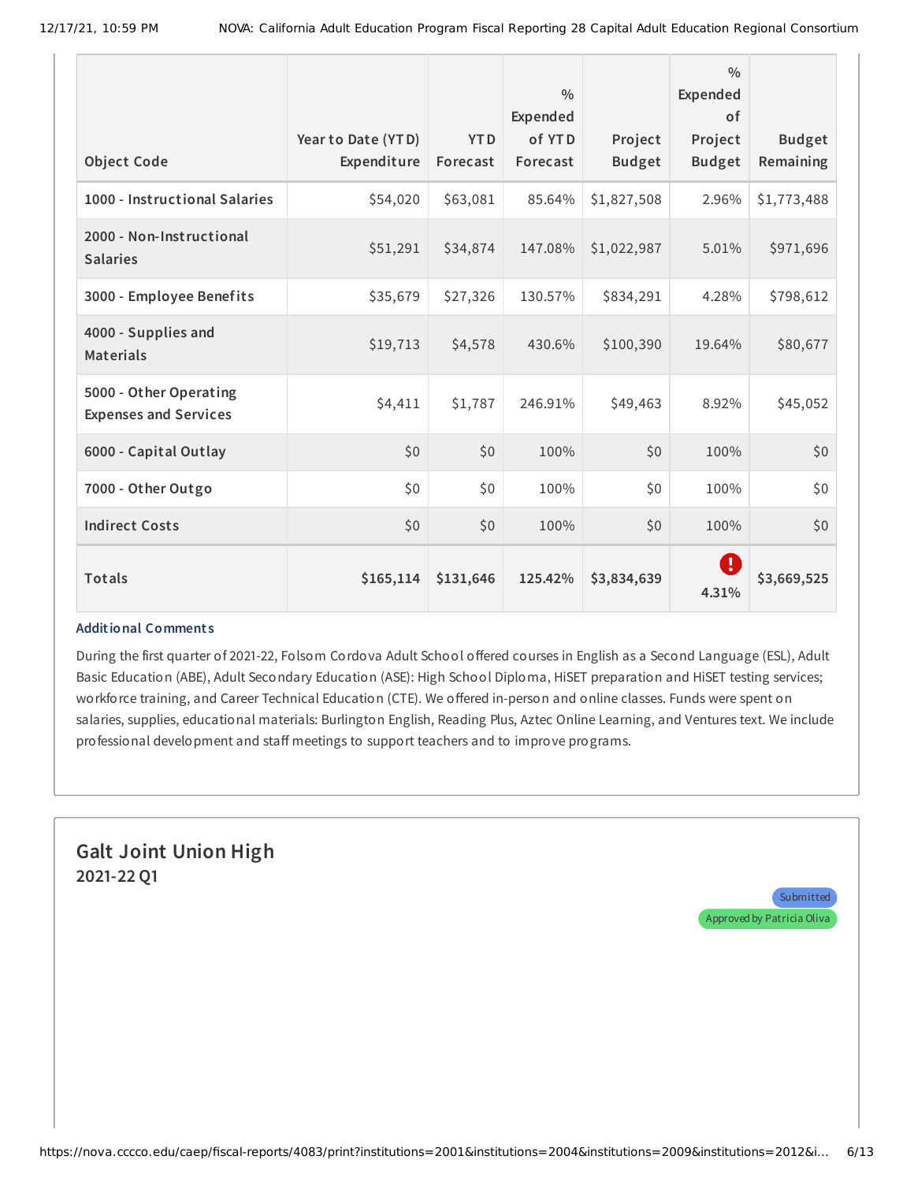| Object Code | Year to Date (YTD) Expenditure | YTD Forecast | % Expended of YTD Forecast | Project Budget | % Expended of Project Budget | Budget Remaining |
|---|---|---|---|---|---|---|
| 1000 - Instructional Salaries | $54,020 | $63,081 | 85.64% | $1,827,508 | 2.96% | $1,773,488 |
| 2000 - Non-Instructional Salaries | $51,291 | $34,874 | 147.08% | $1,022,987 | 5.01% | $971,696 |
| 3000 - Employee Benefits | $35,679 | $27,326 | 130.57% | $834,291 | 4.28% | $798,612 |
| 4000 - Supplies and Materials | $19,713 | $4,578 | 430.6% | $100,390 | 19.64% | $80,677 |
| 5000 - Other Operating Expenses and Services | $4,411 | $1,787 | 246.91% | $49,463 | 8.92% | $45,052 |
| 6000 - Capital Outlay | $0 | $0 | 100% | $0 | 100% | $0 |
| 7000 - Other Outgo | $0 | $0 | 100% | $0 | 100% | $0 |
| Indirect Costs | $0 | $0 | 100% | $0 | 100% | $0 |
| **Totals** | **$165,114** | **$131,646** | **125.42%** | **$3,834,639** | **4.31%** | **$3,669,525** |

**Additional Comments**

During the first quarter of 2021-22, Folsom Cordova Adult School offered courses in English as a Second Language (ESL), Adult Basic Education (ABE), Adult Secondary Education (ASE): High School Diploma, HiSET preparation and HiSET testing services; workforce training, and Career Technical Education (CTE). We offered in-person and online classes. Funds were spent on salaries, supplies, educational materials: Burlington English, Reading Plus, Aztec Online Learning, and Ventures text. We include professional development and staff meetings to support teachers and to improve programs.

## Galt Joint Union High
### 2021-22 Q1

Submitted

Approved by Patricia Oliva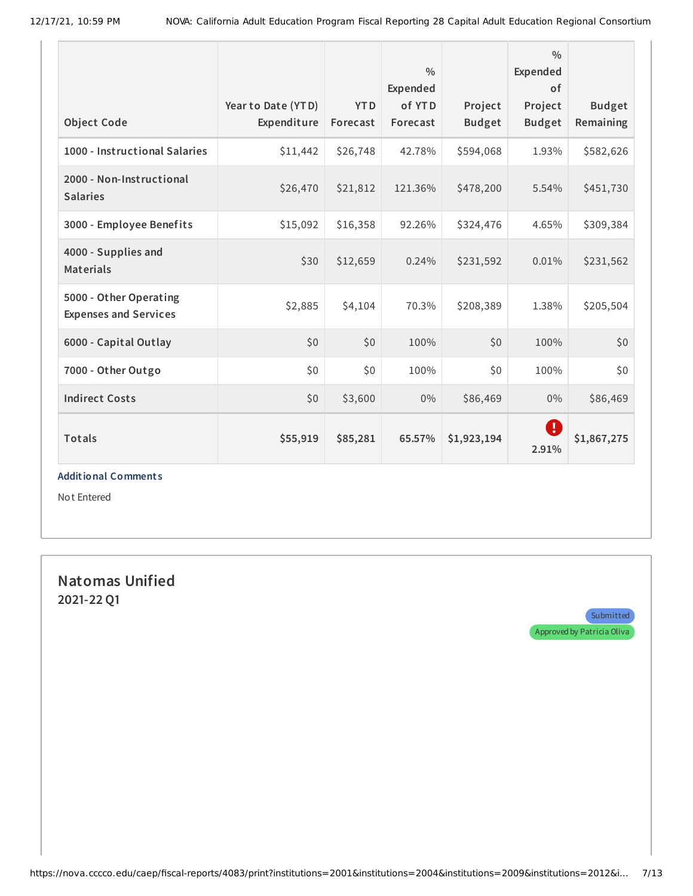| Object Code | Year to Date (YTD) Expenditure | YTD Forecast | % Expended of YTD Forecast | Project Budget | % Expended of Project Budget | Budget Remaining |
|---|---|---|---|---|---|---|
| 1000 - Instructional Salaries | $11,442 | $26,748 | 42.78% | $594,068 | 1.93% | $582,626 |
| 2000 - Non-Instructional Salaries | $26,470 | $21,812 | 121.36% | $478,200 | 5.54% | $451,730 |
| 3000 - Employee Benefits | $15,092 | $16,358 | 92.26% | $324,476 | 4.65% | $309,384 |
| 4000 - Supplies and Materials | $30 | $12,659 | 0.24% | $231,592 | 0.01% | $231,562 |
| 5000 - Other Operating Expenses and Services | $2,885 | $4,104 | 70.3% | $208,389 | 1.38% | $205,504 |
| 6000 - Capital Outlay | $0 | $0 | 100% | $0 | 100% | $0 |
| 7000 - Other Outgo | $0 | $0 | 100% | $0 | 100% | $0 |
| Indirect Costs | $0 | $3,600 | 0% | $86,469 | 0% | $86,469 |
| **Totals** | **$55,919** | **$85,281** | **65.57%** | **$1,923,194** | **2.91%** | **$1,867,275** |

**Additional Comments**

Not Entered

## Natomas Unified

### 2021-22 Q1

Submitted

Approved by Patricia Oliva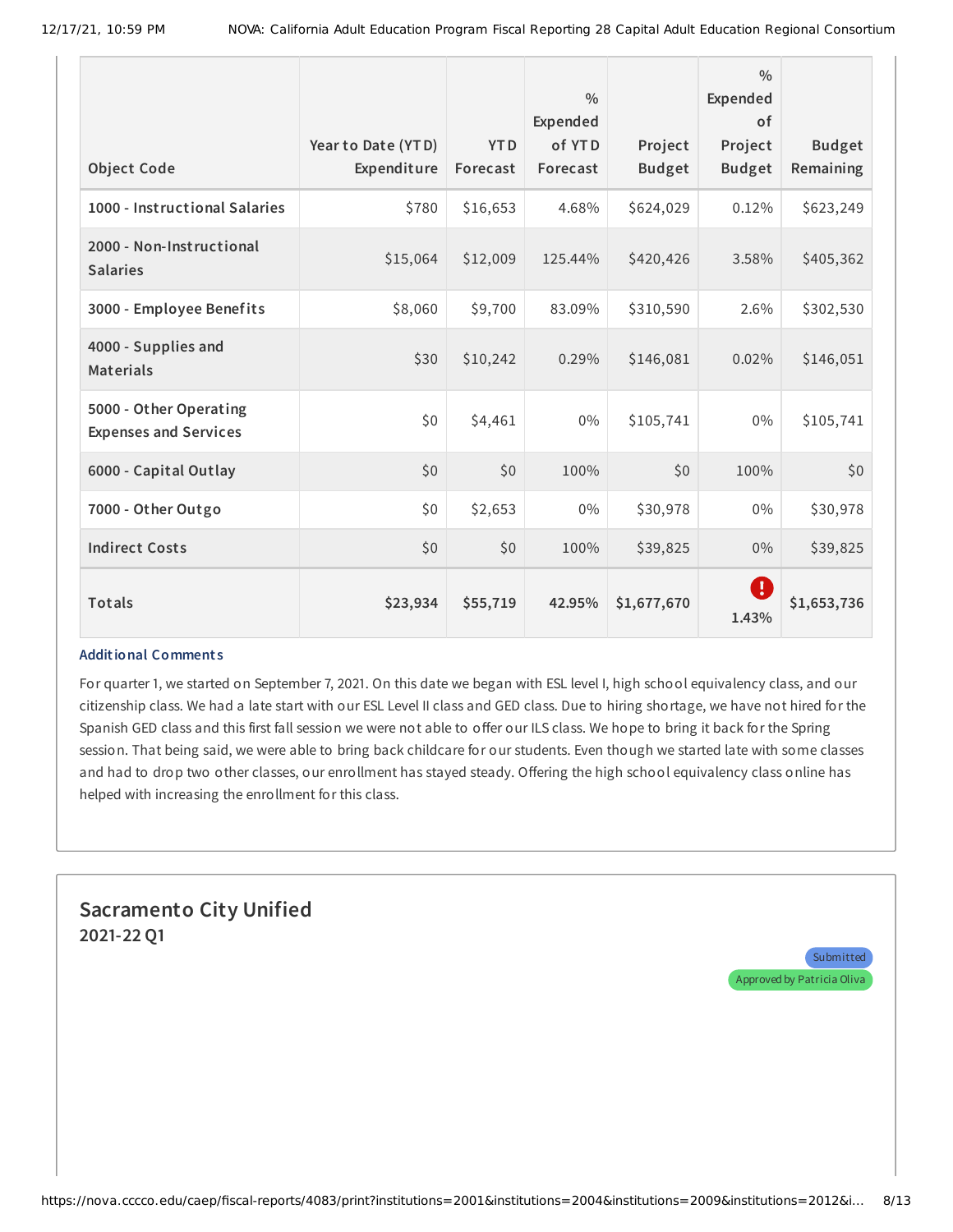| Object Code | Year to Date (YTD) Expenditure | YTD Forecast | % Expended of YTD Forecast | Project Budget | % Expended of Project Budget | Budget Remaining |
|---|---|---|---|---|---|---|
| 1000 - Instructional Salaries | $780 | $16,653 | 4.68% | $624,029 | 0.12% | $623,249 |
| 2000 - Non-Instructional Salaries | $15,064 | $12,009 | 125.44% | $420,426 | 3.58% | $405,362 |
| 3000 - Employee Benefits | $8,060 | $9,700 | 83.09% | $310,590 | 2.6% | $302,530 |
| 4000 - Supplies and Materials | $30 | $10,242 | 0.29% | $146,081 | 0.02% | $146,051 |
| 5000 - Other Operating Expenses and Services | $0 | $4,461 | 0% | $105,741 | 0% | $105,741 |
| 6000 - Capital Outlay | $0 | $0 | 100% | $0 | 100% | $0 |
| 7000 - Other Outgo | $0 | $2,653 | 0% | $30,978 | 0% | $30,978 |
| Indirect Costs | $0 | $0 | 100% | $39,825 | 0% | $39,825 |
| **Totals** | **$23,934** | **$55,719** | **42.95%** | **$1,677,670** | **1.43%** | **$1,653,736** |

**Additional Comments**

For quarter 1, we started on September 7, 2021. On this date we began with ESL level I, high school equivalency class, and our citizenship class. We had a late start with our ESL Level II class and GED class. Due to hiring shortage, we have not hired for the Spanish GED class and this first fall session we were not able to offer our ILS class. We hope to bring it back for the Spring session. That being said, we were able to bring back childcare for our students. Even though we started late with some classes and had to drop two other classes, our enrollment has stayed steady. Offering the high school equivalency class online has helped with increasing the enrollment for this class.

## Sacramento City Unified

**2021-22 Q1**

Submitted

Approved by Patricia Oliva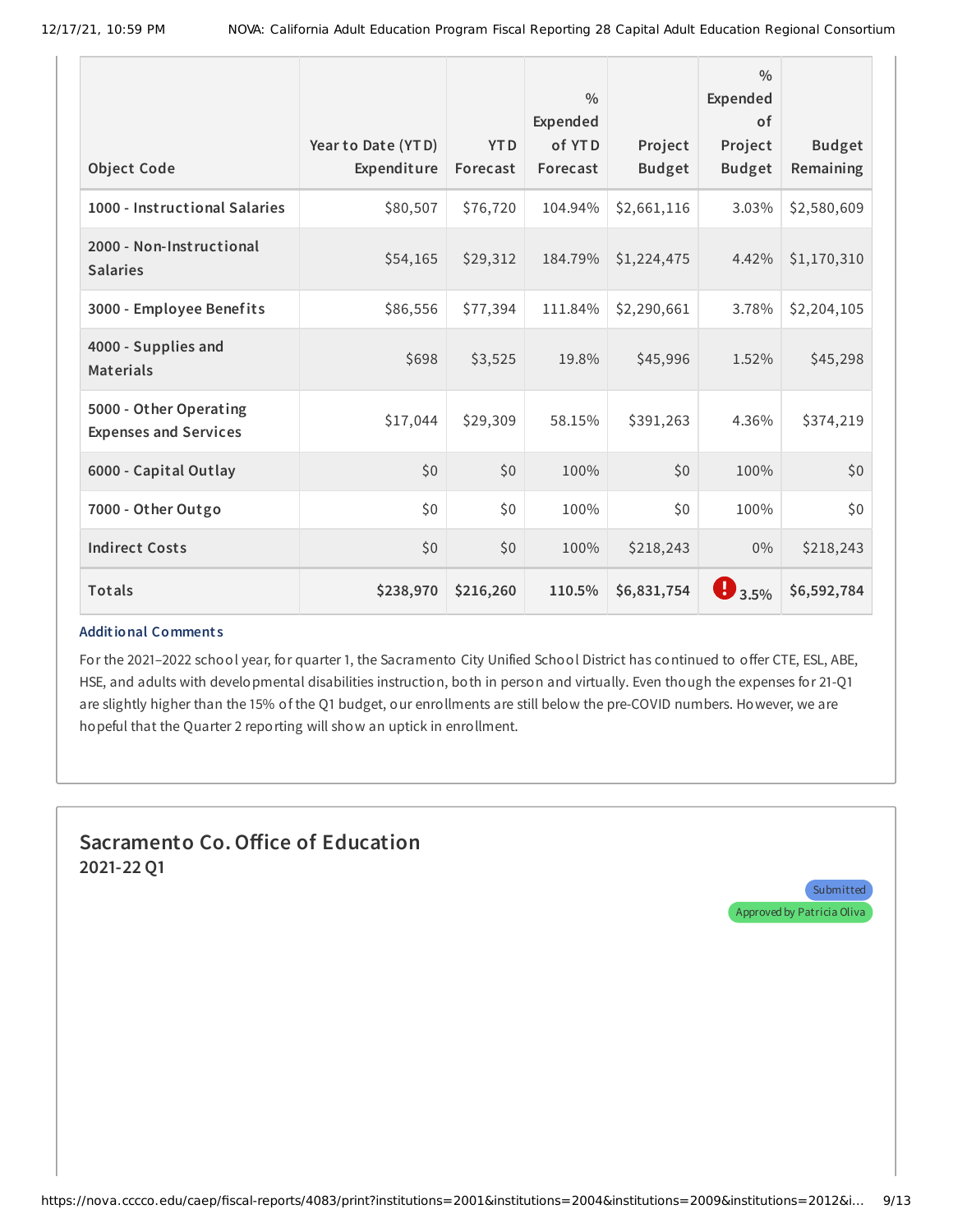| Object Code | Year to Date (YTD) Expenditure | YTD Forecast | % Expended of YTD Forecast | Project Budget | % Expended of Project Budget | Budget Remaining |
|---|---|---|---|---|---|---|
| 1000 - Instructional Salaries | $80,507 | $76,720 | 104.94% | $2,661,116 | 3.03% | $2,580,609 |
| 2000 - Non-Instructional Salaries | $54,165 | $29,312 | 184.79% | $1,224,475 | 4.42% | $1,170,310 |
| 3000 - Employee Benefits | $86,556 | $77,394 | 111.84% | $2,290,661 | 3.78% | $2,204,105 |
| 4000 - Supplies and Materials | $698 | $3,525 | 19.8% | $45,996 | 1.52% | $45,298 |
| 5000 - Other Operating Expenses and Services | $17,044 | $29,309 | 58.15% | $391,263 | 4.36% | $374,219 |
| 6000 - Capital Outlay | $0 | $0 | 100% | $0 | 100% | $0 |
| 7000 - Other Outgo | $0 | $0 | 100% | $0 | 100% | $0 |
| Indirect Costs | $0 | $0 | 100% | $218,243 | 0% | $218,243 |
| **Totals** | **$238,970** | **$216,260** | **110.5%** | **$6,831,754** | **! 3.5%** | **$6,592,784** |

**Additional Comments**

For the 2021–2022 school year, for quarter 1, the Sacramento City Unified School District has continued to offer CTE, ESL, ABE, HSE, and adults with developmental disabilities instruction, both in person and virtually. Even though the expenses for 21-Q1 are slightly higher than the 15% of the Q1 budget, our enrollments are still below the pre-COVID numbers. However, we are hopeful that the Quarter 2 reporting will show an uptick in enrollment.

## Sacramento Co. Office of Education

**2021-22 Q1**

Submitted

Approved by Patricia Oliva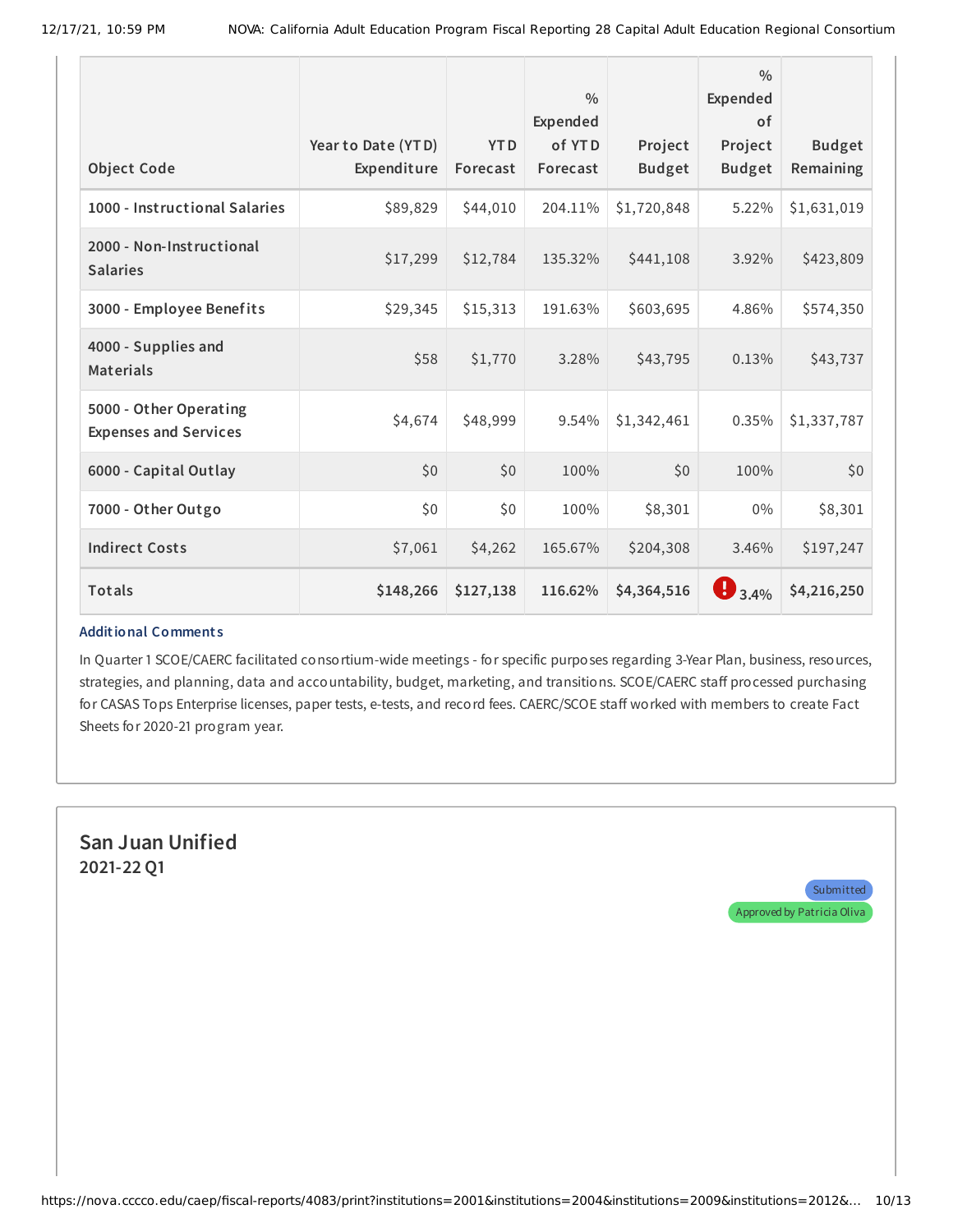| Object Code | Year to Date (YTD) Expenditure | YTD Forecast | % Expended of YTD Forecast | Project Budget | % Expended of Project Budget | Budget Remaining |
|---|---|---|---|---|---|---|
| 1000 - Instructional Salaries | $89,829 | $44,010 | 204.11% | $1,720,848 | 5.22% | $1,631,019 |
| 2000 - Non-Instructional Salaries | $17,299 | $12,784 | 135.32% | $441,108 | 3.92% | $423,809 |
| 3000 - Employee Benefits | $29,345 | $15,313 | 191.63% | $603,695 | 4.86% | $574,350 |
| 4000 - Supplies and Materials | $58 | $1,770 | 3.28% | $43,795 | 0.13% | $43,737 |
| 5000 - Other Operating Expenses and Services | $4,674 | $48,999 | 9.54% | $1,342,461 | 0.35% | $1,337,787 |
| 6000 - Capital Outlay | $0 | $0 | 100% | $0 | 100% | $0 |
| 7000 - Other Outgo | $0 | $0 | 100% | $8,301 | 0% | $8,301 |
| Indirect Costs | $7,061 | $4,262 | 165.67% | $204,308 | 3.46% | $197,247 |
| **Totals** | **$148,266** | **$127,138** | **116.62%** | **$4,364,516** | **! 3.4%** | **$4,216,250** |

**Additional Comments**

In Quarter 1 SCOE/CAERC facilitated consortium-wide meetings - for specific purposes regarding 3-Year Plan, business, resources, strategies, and planning, data and accountability, budget, marketing, and transitions. SCOE/CAERC staff processed purchasing for CASAS Tops Enterprise licenses, paper tests, e-tests, and record fees. CAERC/SCOE staff worked with members to create Fact Sheets for 2020-21 program year.

## San Juan Unified

**2021-22 Q1**

Submitted

Approved by Patricia Oliva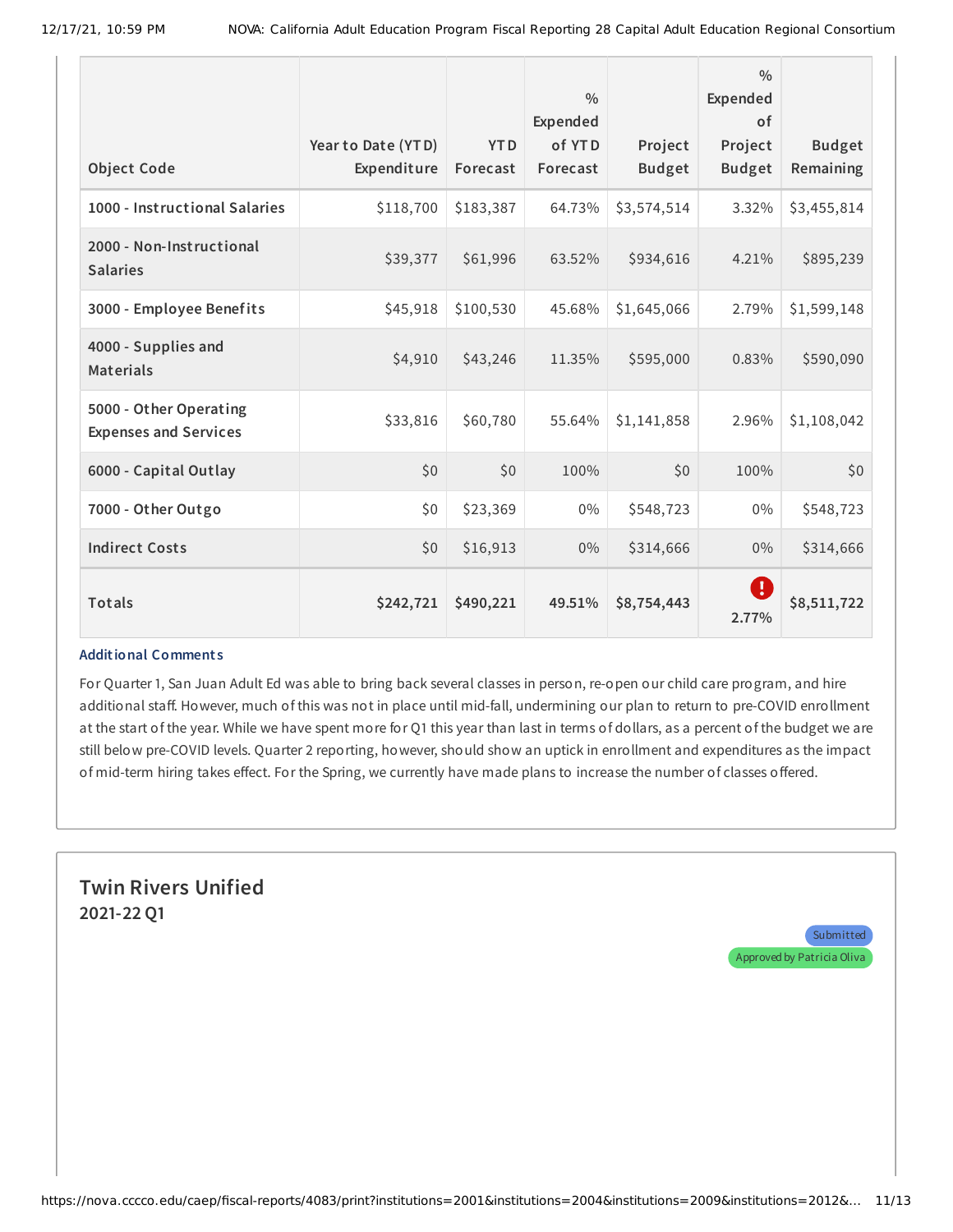| Object Code | Year to Date (YTD) Expenditure | YTD Forecast | % Expended of YTD Forecast | Project Budget | % Expended of Project Budget | Budget Remaining |
|---|---|---|---|---|---|---|
| 1000 - Instructional Salaries | $118,700 | $183,387 | 64.73% | $3,574,514 | 3.32% | $3,455,814 |
| 2000 - Non-Instructional Salaries | $39,377 | $61,996 | 63.52% | $934,616 | 4.21% | $895,239 |
| 3000 - Employee Benefits | $45,918 | $100,530 | 45.68% | $1,645,066 | 2.79% | $1,599,148 |
| 4000 - Supplies and Materials | $4,910 | $43,246 | 11.35% | $595,000 | 0.83% | $590,090 |
| 5000 - Other Operating Expenses and Services | $33,816 | $60,780 | 55.64% | $1,141,858 | 2.96% | $1,108,042 |
| 6000 - Capital Outlay | $0 | $0 | 100% | $0 | 100% | $0 |
| 7000 - Other Outgo | $0 | $23,369 | 0% | $548,723 | 0% | $548,723 |
| Indirect Costs | $0 | $16,913 | 0% | $314,666 | 0% | $314,666 |
| **Totals** | **$242,721** | **$490,221** | **49.51%** | **$8,754,443** | **2.77%** | **$8,511,722** |

### Additional Comments

For Quarter 1, San Juan Adult Ed was able to bring back several classes in person, re-open our child care program, and hire additional staff. However, much of this was not in place until mid-fall, undermining our plan to return to pre-COVID enrollment at the start of the year. While we have spent more for Q1 this year than last in terms of dollars, as a percent of the budget we are still below pre-COVID levels. Quarter 2 reporting, however, should show an uptick in enrollment and expenditures as the impact of mid-term hiring takes effect. For the Spring, we currently have made plans to increase the number of classes offered.

## Twin Rivers Unified

### 2021-22 Q1

Submitted

Approved by Patricia Oliva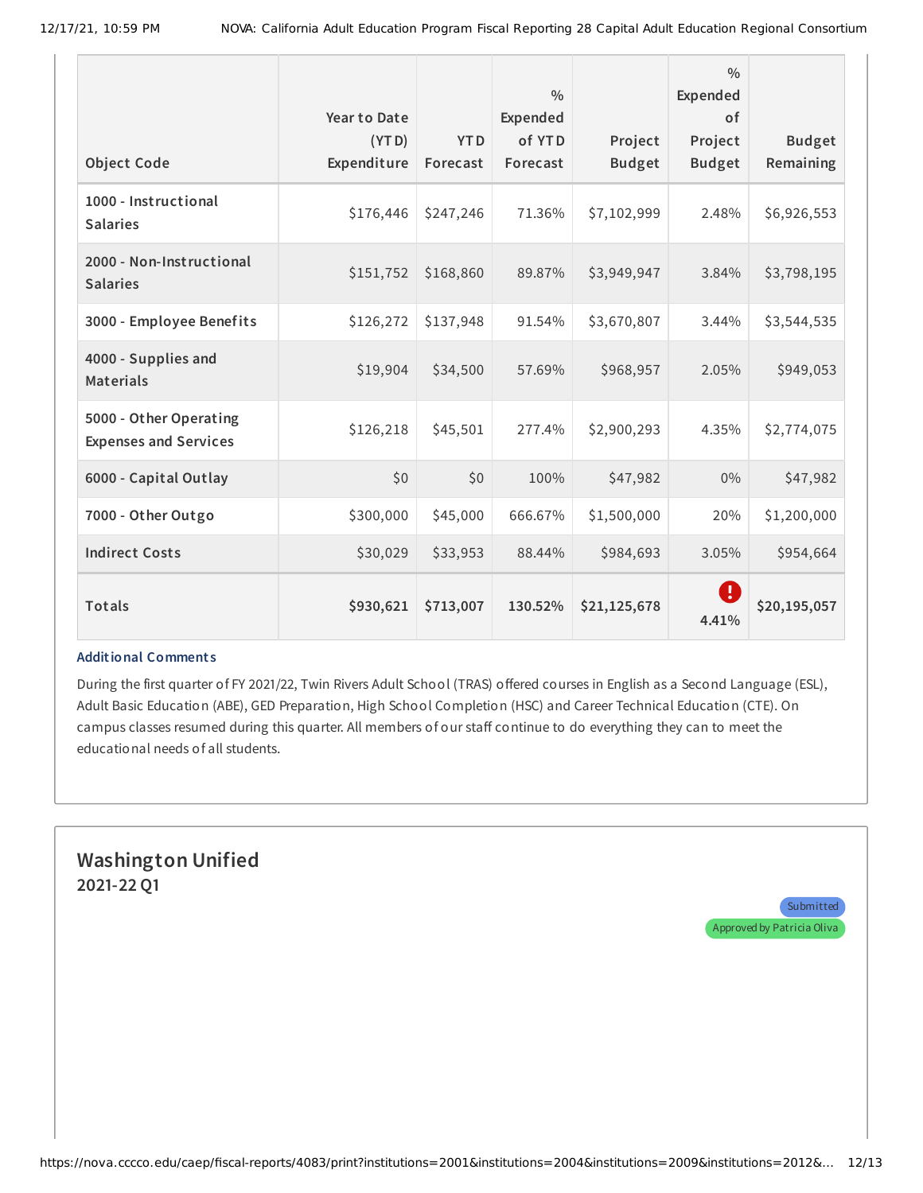| Object Code | Year to Date (YTD) Expenditure | YTD Forecast | % Expended of YTD Forecast | Project Budget | % Expended of Project Budget | Budget Remaining |
|---|---|---|---|---|---|---|
| 1000 - Instructional Salaries | $176,446 | $247,246 | 71.36% | $7,102,999 | 2.48% | $6,926,553 |
| 2000 - Non-Instructional Salaries | $151,752 | $168,860 | 89.87% | $3,949,947 | 3.84% | $3,798,195 |
| 3000 - Employee Benefits | $126,272 | $137,948 | 91.54% | $3,670,807 | 3.44% | $3,544,535 |
| 4000 - Supplies and Materials | $19,904 | $34,500 | 57.69% | $968,957 | 2.05% | $949,053 |
| 5000 - Other Operating Expenses and Services | $126,218 | $45,501 | 277.4% | $2,900,293 | 4.35% | $2,774,075 |
| 6000 - Capital Outlay | $0 | $0 | 100% | $47,982 | 0% | $47,982 |
| 7000 - Other Outgo | $300,000 | $45,000 | 666.67% | $1,500,000 | 20% | $1,200,000 |
| Indirect Costs | $30,029 | $33,953 | 88.44% | $984,693 | 3.05% | $954,664 |
| **Totals** | **$930,621** | **$713,007** | **130.52%** | **$21,125,678** | **4.41%** | **$20,195,057** |

**Additional Comments**

During the first quarter of FY 2021/22, Twin Rivers Adult School (TRAS) offered courses in English as a Second Language (ESL), Adult Basic Education (ABE), GED Preparation, High School Completion (HSC) and Career Technical Education (CTE). On campus classes resumed during this quarter. All members of our staff continue to do everything they can to meet the educational needs of all students.

## Washington Unified
### 2021-22 Q1

Submitted

Approved by Patricia Oliva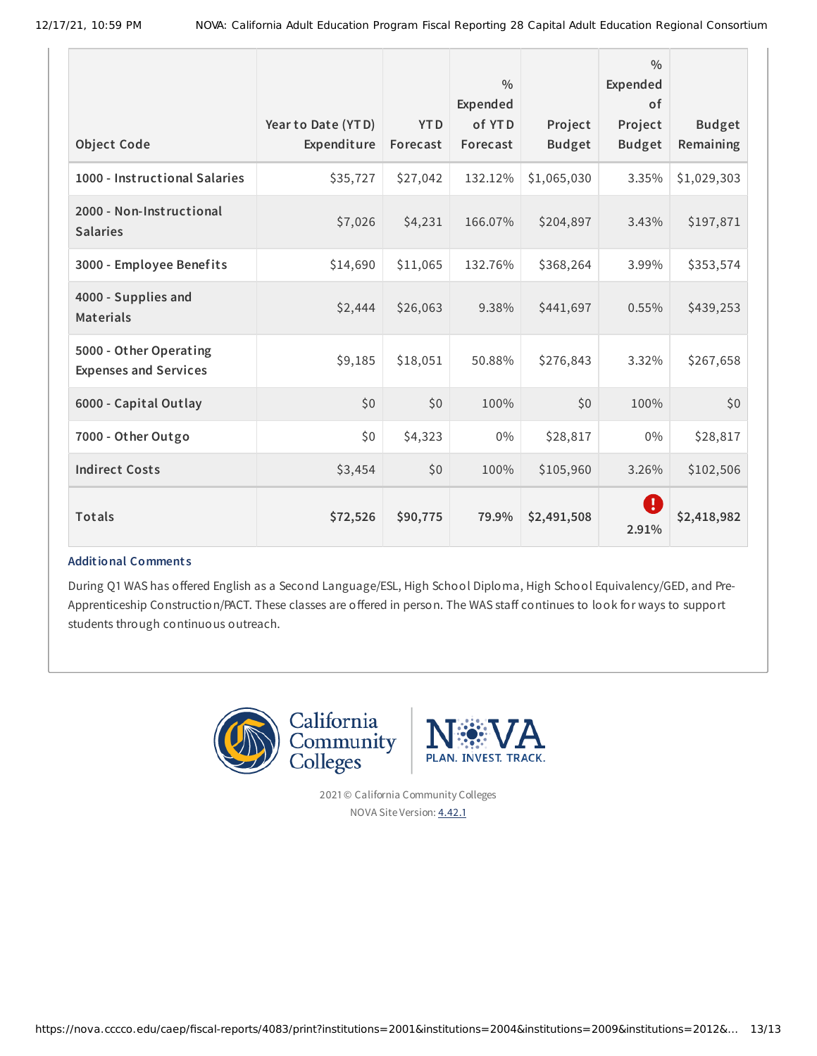| Object Code | Year to Date (YTD) Expenditure | YTD Forecast | % Expended of YTD Forecast | Project Budget | % Expended of Project Budget | Budget Remaining |
|---|---|---|---|---|---|---|
| 1000 - Instructional Salaries | $35,727 | $27,042 | 132.12% | $1,065,030 | 3.35% | $1,029,303 |
| 2000 - Non-Instructional Salaries | $7,026 | $4,231 | 166.07% | $204,897 | 3.43% | $197,871 |
| 3000 - Employee Benefits | $14,690 | $11,065 | 132.76% | $368,264 | 3.99% | $353,574 |
| 4000 - Supplies and Materials | $2,444 | $26,063 | 9.38% | $441,697 | 0.55% | $439,253 |
| 5000 - Other Operating Expenses and Services | $9,185 | $18,051 | 50.88% | $276,843 | 3.32% | $267,658 |
| 6000 - Capital Outlay | $0 | $0 | 100% | $0 | 100% | $0 |
| 7000 - Other Outgo | $0 | $4,323 | 0% | $28,817 | 0% | $28,817 |
| Indirect Costs | $3,454 | $0 | 100% | $105,960 | 3.26% | $102,506 |
| **Totals** | **$72,526** | **$90,775** | **79.9%** | **$2,491,508** | **2.91%** | **$2,418,982** |

**Additional Comments**

During Q1 WAS has offered English as a Second Language/ESL, High School Diploma, High School Equivalency/GED, and Pre-Apprenticeship Construction/PACT. These classes are offered in person. The WAS staff continues to look for ways to support students through continuous outreach.

2021 © California Community Colleges

NOVA Site Version: 4.42.1